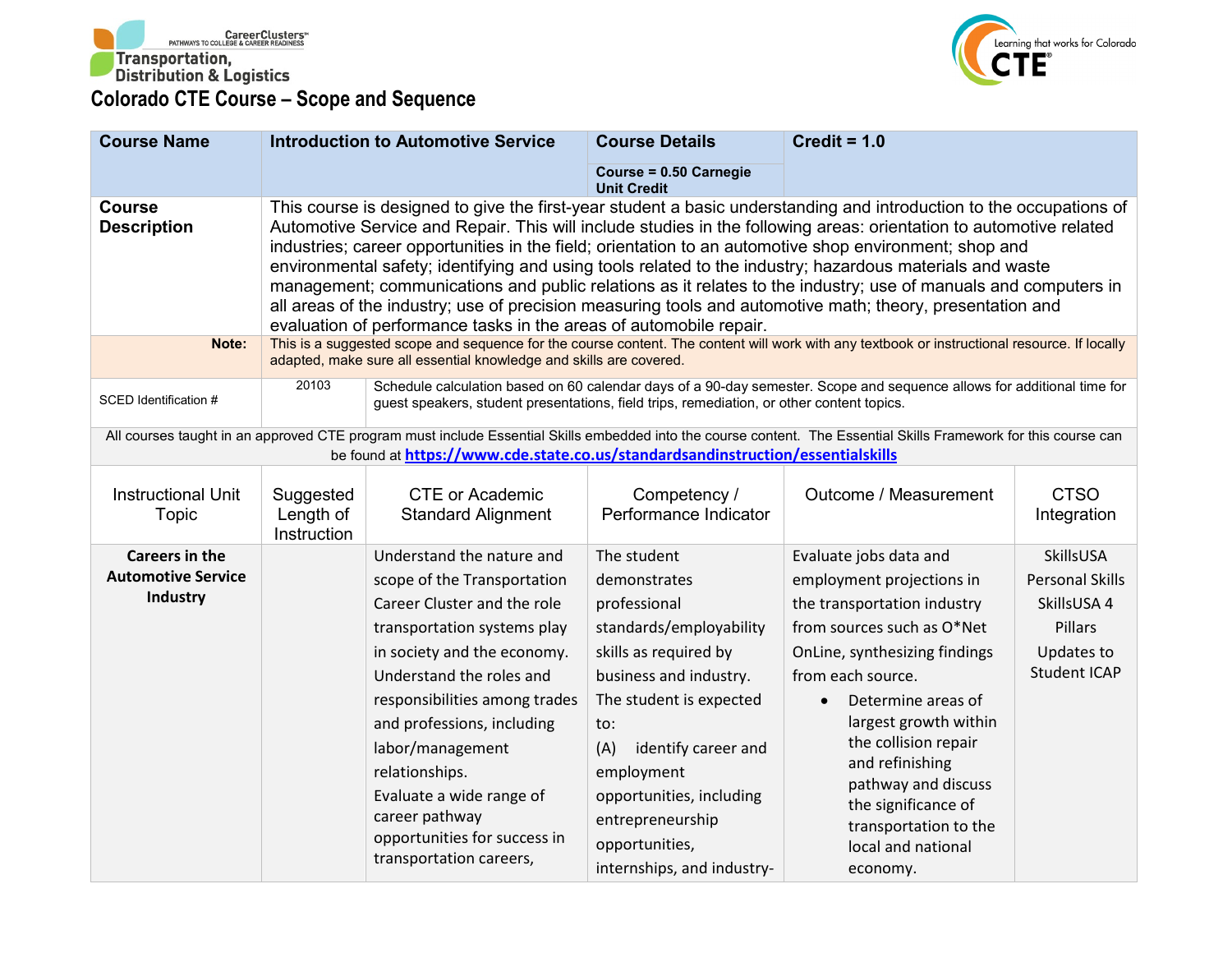Transportation, Distribution & Logistics

# Colorado CTE Course – Scope and Sequence

| Course Name | Introduction to Automotive Service | | Course Details<br>Course = 0.50 Carnegie Unit Credit | Credit = 1.0 | |
|---|---|---|---|---|---|
| **Course Description** | This course is designed to give the first-year student a basic understanding and introduction to the occupations of Automotive Service and Repair. This will include studies in the following areas: orientation to automotive related industries; career opportunities in the field; orientation to an automotive shop environment; shop and environmental safety; identifying and using tools related to the industry; hazardous materials and waste management; communications and public relations as it relates to the industry; use of manuals and computers in all areas of the industry; use of precision measuring tools and automotive math; theory, presentation and evaluation of performance tasks in the areas of automobile repair. | | | | |
| **Note:** | This is a suggested scope and sequence for the course content. The content will work with any textbook or instructional resource. If locally adapted, make sure all essential knowledge and skills are covered. | | | | |
| SCED Identification # | 20103 | Schedule calculation based on 60 calendar days of a 90-day semester. Scope and sequence allows for additional time for guest speakers, student presentations, field trips, remediation, or other content topics. | | | |
| All courses taught in an approved CTE program must include Essential Skills embedded into the course content. The Essential Skills Framework for this course can be found at https://www.cde.state.co.us/standardsandinstruction/essentialskills | | | | | |
| Instructional Unit Topic | Suggested Length of Instruction | CTE or Academic Standard Alignment | Competency / Performance Indicator | Outcome / Measurement | CTSO Integration |
| **Careers in the Automotive Service Industry** | | Understand the nature and scope of the Transportation Career Cluster and the role transportation systems play in society and the economy.<br>Understand the roles and responsibilities among trades and professions, including labor/management relationships.<br>Evaluate a wide range of career pathway opportunities for success in transportation careers, | The student demonstrates professional standards/employability skills as required by business and industry.<br>The student is expected to:<br>(A) identify career and employment opportunities, including entrepreneurship opportunities, internships, and industry- | Evaluate jobs data and employment projections in the transportation industry from sources such as O*Net OnLine, synthesizing findings from each source.<br>• Determine areas of largest growth within the collision repair and refinishing pathway and discuss the significance of transportation to the local and national economy. | SkillsUSA Personal Skills<br>SkillsUSA 4 Pillars<br>Updates to Student ICAP |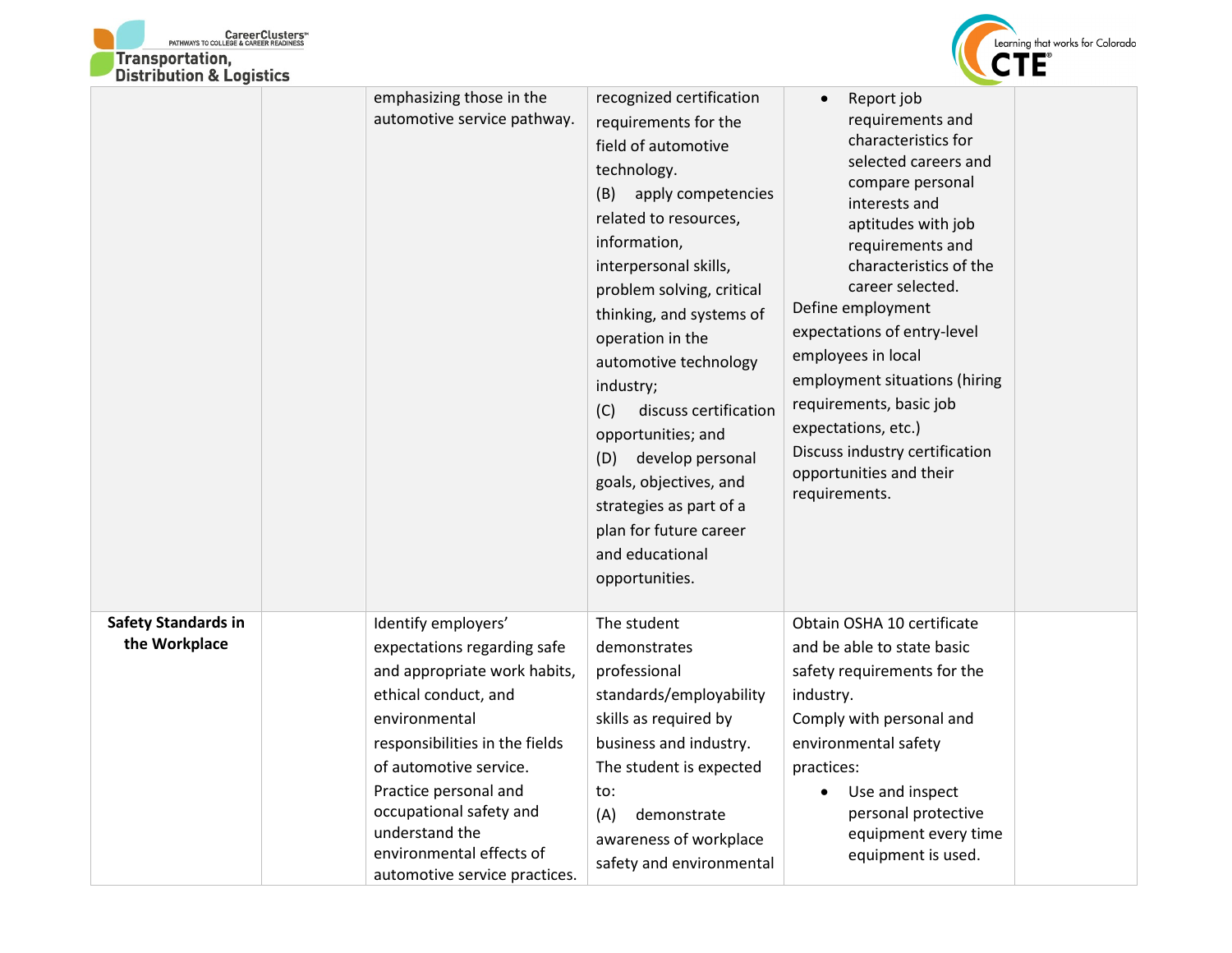| | | | | | |
|---|---|---|---|---|---|
| | | emphasizing those in the automotive service pathway. | recognized certification requirements for the field of automotive technology.<br>(B) apply competencies related to resources, information, interpersonal skills, problem solving, critical thinking, and systems of operation in the automotive technology industry;<br>(C) discuss certification opportunities; and<br>(D) develop personal goals, objectives, and strategies as part of a plan for future career and educational opportunities. | • Report job requirements and characteristics for selected careers and compare personal interests and aptitudes with job requirements and characteristics of the career selected.<br>Define employment expectations of entry-level employees in local employment situations (hiring requirements, basic job expectations, etc.)<br>Discuss industry certification opportunities and their requirements. | |
| **Safety Standards in the Workplace** | | Identify employers' expectations regarding safe and appropriate work habits, ethical conduct, and environmental responsibilities in the fields of automotive service.<br>Practice personal and occupational safety and understand the environmental effects of automotive service practices. | The student demonstrates professional standards/employability skills as required by business and industry. The student is expected to:<br>(A) demonstrate awareness of workplace safety and environmental | Obtain OSHA 10 certificate and be able to state basic safety requirements for the industry.<br>Comply with personal and environmental safety practices:<br>• Use and inspect personal protective equipment every time equipment is used. | |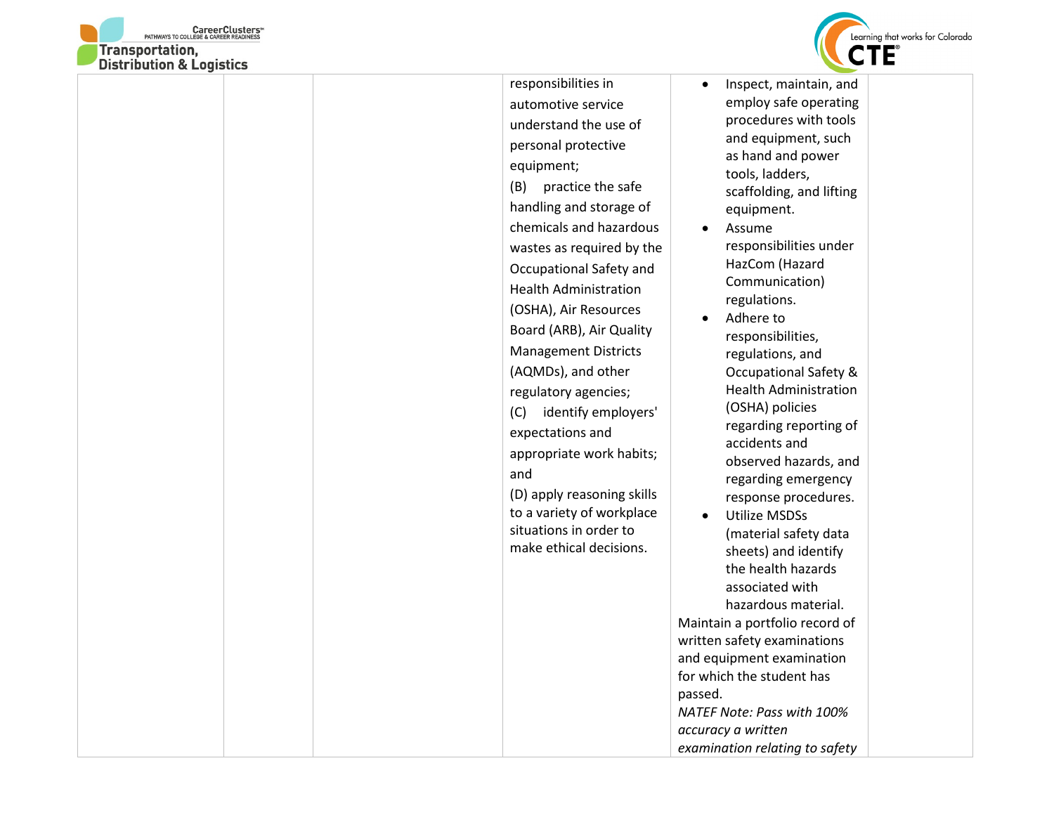| | | | | | |
|---|---|---|---|---|---|
| | | | responsibilities in automotive service understand the use of personal protective equipment;<br>(B) practice the safe handling and storage of chemicals and hazardous wastes as required by the Occupational Safety and Health Administration (OSHA), Air Resources Board (ARB), Air Quality Management Districts (AQMDs), and other regulatory agencies;<br>(C) identify employers' expectations and appropriate work habits; and<br>(D) apply reasoning skills to a variety of workplace situations in order to make ethical decisions. | • Inspect, maintain, and employ safe operating procedures with tools and equipment, such as hand and power tools, ladders, scaffolding, and lifting equipment.<br>• Assume responsibilities under HazCom (Hazard Communication) regulations.<br>• Adhere to responsibilities, regulations, and Occupational Safety & Health Administration (OSHA) policies regarding reporting of accidents and observed hazards, and regarding emergency response procedures.<br>• Utilize MSDSs (material safety data sheets) and identify the health hazards associated with hazardous material.<br>Maintain a portfolio record of written safety examinations and equipment examination for which the student has passed.<br>*NATEF Note: Pass with 100% accuracy a written examination relating to safety* | |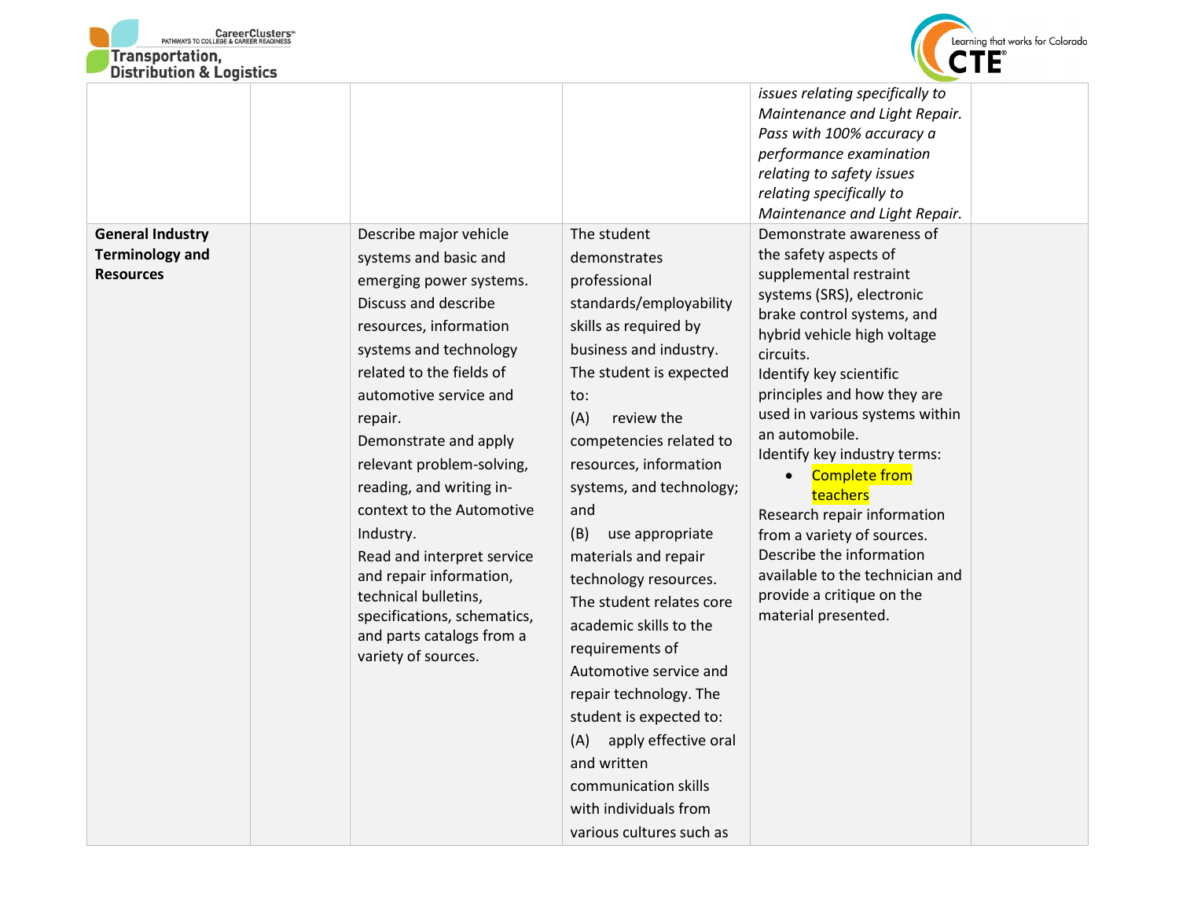| | | | | | |
|---|---|---|---|---|---|
| | | | | *issues relating specifically to Maintenance and Light Repair. Pass with 100% accuracy a performance examination relating to safety issues relating specifically to Maintenance and Light Repair.* | |
| **General Industry Terminology and Resources** | | Describe major vehicle systems and basic and emerging power systems.<br>Discuss and describe resources, information systems and technology related to the fields of automotive service and repair.<br>Demonstrate and apply relevant problem-solving, reading, and writing in-context to the Automotive Industry.<br>Read and interpret service and repair information, technical bulletins, specifications, schematics, and parts catalogs from a variety of sources. | The student demonstrates professional standards/employability skills as required by business and industry. The student is expected to:<br>(A) review the competencies related to resources, information systems, and technology; and<br>(B) use appropriate materials and repair technology resources.<br>The student relates core academic skills to the requirements of Automotive service and repair technology. The student is expected to:<br>(A) apply effective oral and written communication skills with individuals from various cultures such as | Demonstrate awareness of the safety aspects of supplemental restraint systems (SRS), electronic brake control systems, and hybrid vehicle high voltage circuits.<br>Identify key scientific principles and how they are used in various systems within an automobile.<br>Identify key industry terms:<br>• Complete from teachers<br>Research repair information from a variety of sources.<br>Describe the information available to the technician and provide a critique on the material presented. | |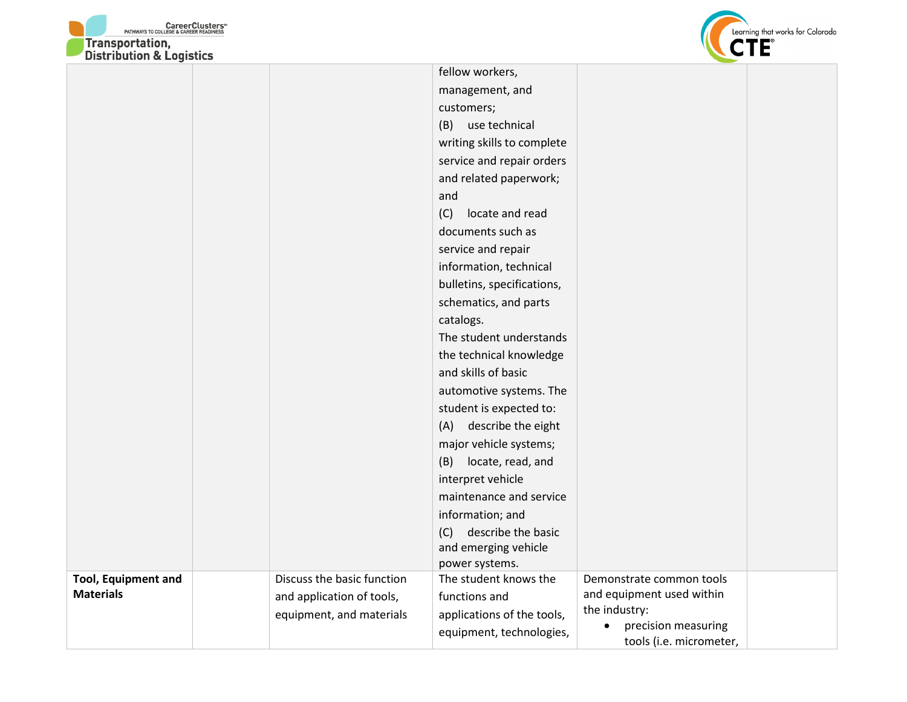|  |  |  |  |  |  |
|---|---|---|---|---|---|
|  |  |  | fellow workers, management, and customers;<br>(B) use technical writing skills to complete service and repair orders and related paperwork; and<br>(C) locate and read documents such as service and repair information, technical bulletins, specifications, schematics, and parts catalogs.<br>The student understands the technical knowledge and skills of basic automotive systems. The student is expected to:<br>(A) describe the eight major vehicle systems;<br>(B) locate, read, and interpret vehicle maintenance and service information; and<br>(C) describe the basic and emerging vehicle power systems. |  |  |
| **Tool, Equipment and Materials** |  | Discuss the basic function and application of tools, equipment, and materials | The student knows the functions and applications of the tools, equipment, technologies, | Demonstrate common tools and equipment used within the industry:<br>• precision measuring tools (i.e. micrometer, |  |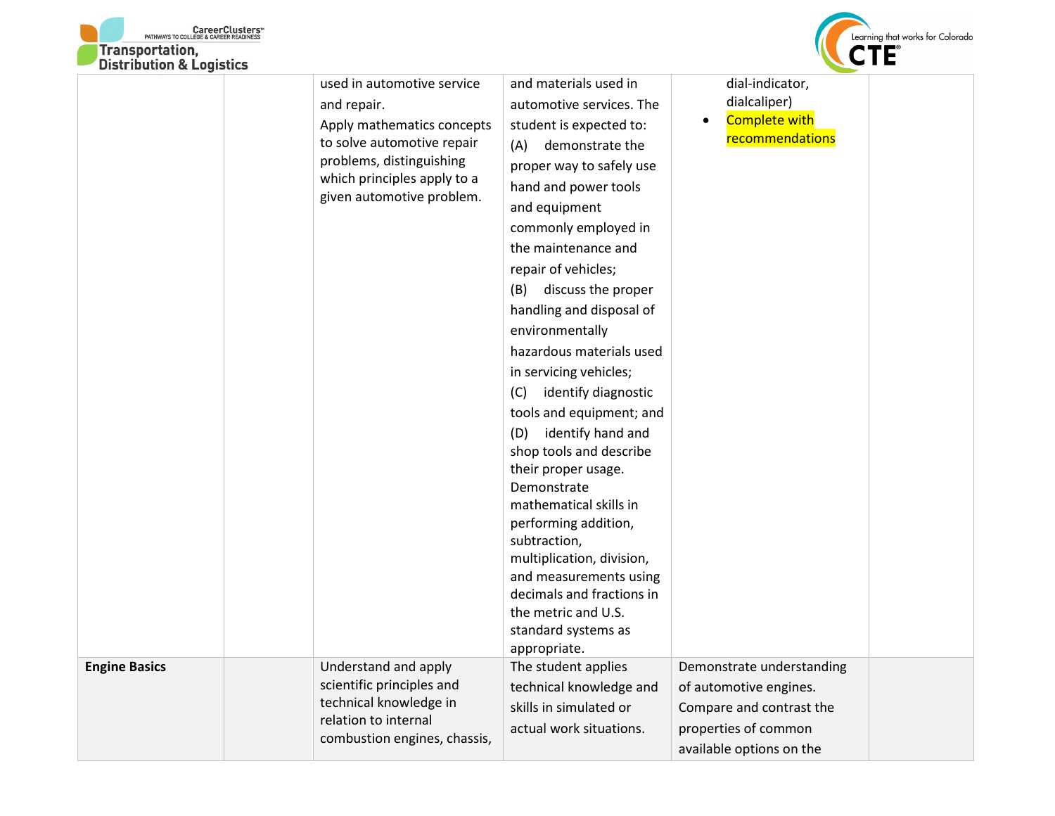| | | | | | |
|---|---|---|---|---|---|
| | | used in automotive service and repair. Apply mathematics concepts to solve automotive repair problems, distinguishing which principles apply to a given automotive problem. | and materials used in automotive services. The student is expected to: (A) demonstrate the proper way to safely use hand and power tools and equipment commonly employed in the maintenance and repair of vehicles; (B) discuss the proper handling and disposal of environmentally hazardous materials used in servicing vehicles; (C) identify diagnostic tools and equipment; and (D) identify hand and shop tools and describe their proper usage. Demonstrate mathematical skills in performing addition, subtraction, multiplication, division, and measurements using decimals and fractions in the metric and U.S. standard systems as appropriate. | dial-indicator, dialcaliper)<br>• Complete with recommendations | |
| **Engine Basics** | | Understand and apply scientific principles and technical knowledge in relation to internal combustion engines, chassis, | The student applies technical knowledge and skills in simulated or actual work situations. | Demonstrate understanding of automotive engines. Compare and contrast the properties of common available options on the | |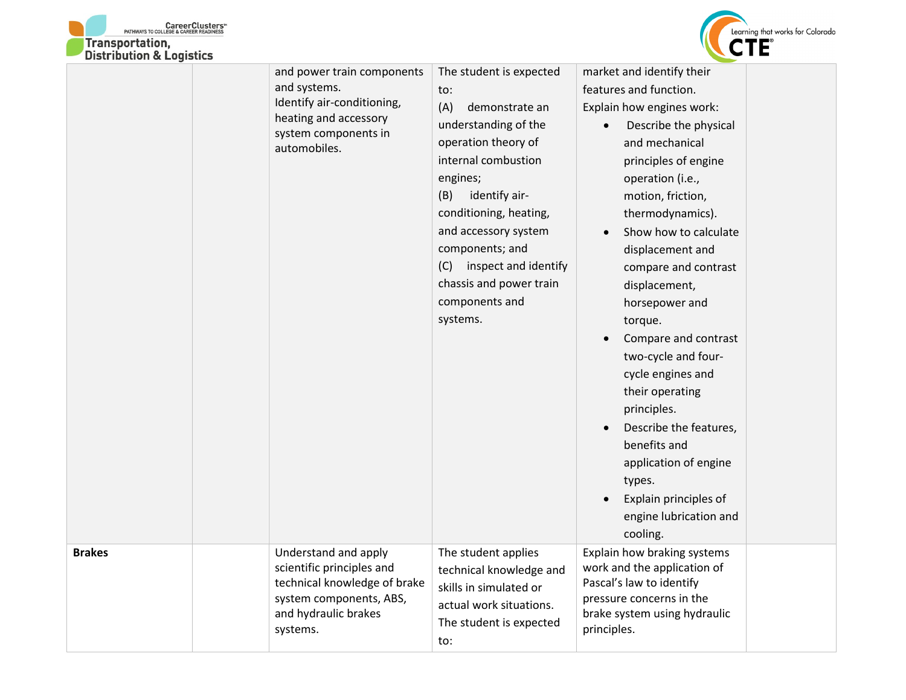| | | | | | |
|---|---|---|---|---|---|
| | | and power train components and systems.<br>Identify air-conditioning, heating and accessory system components in automobiles. | The student is expected to:<br>(A) demonstrate an understanding of the operation theory of internal combustion engines;<br>(B) identify air-conditioning, heating, and accessory system components; and<br>(C) inspect and identify chassis and power train components and systems. | market and identify their features and function.<br>Explain how engines work:<br>• Describe the physical and mechanical principles of engine operation (i.e., motion, friction, thermodynamics).<br>• Show how to calculate displacement and compare and contrast displacement, horsepower and torque.<br>• Compare and contrast two-cycle and four-cycle engines and their operating principles.<br>• Describe the features, benefits and application of engine types.<br>• Explain principles of engine lubrication and cooling. | |
| **Brakes** | | Understand and apply scientific principles and technical knowledge of brake system components, ABS, and hydraulic brakes systems. | The student applies technical knowledge and skills in simulated or actual work situations.<br>The student is expected to: | Explain how braking systems work and the application of Pascal's law to identify pressure concerns in the brake system using hydraulic principles. | |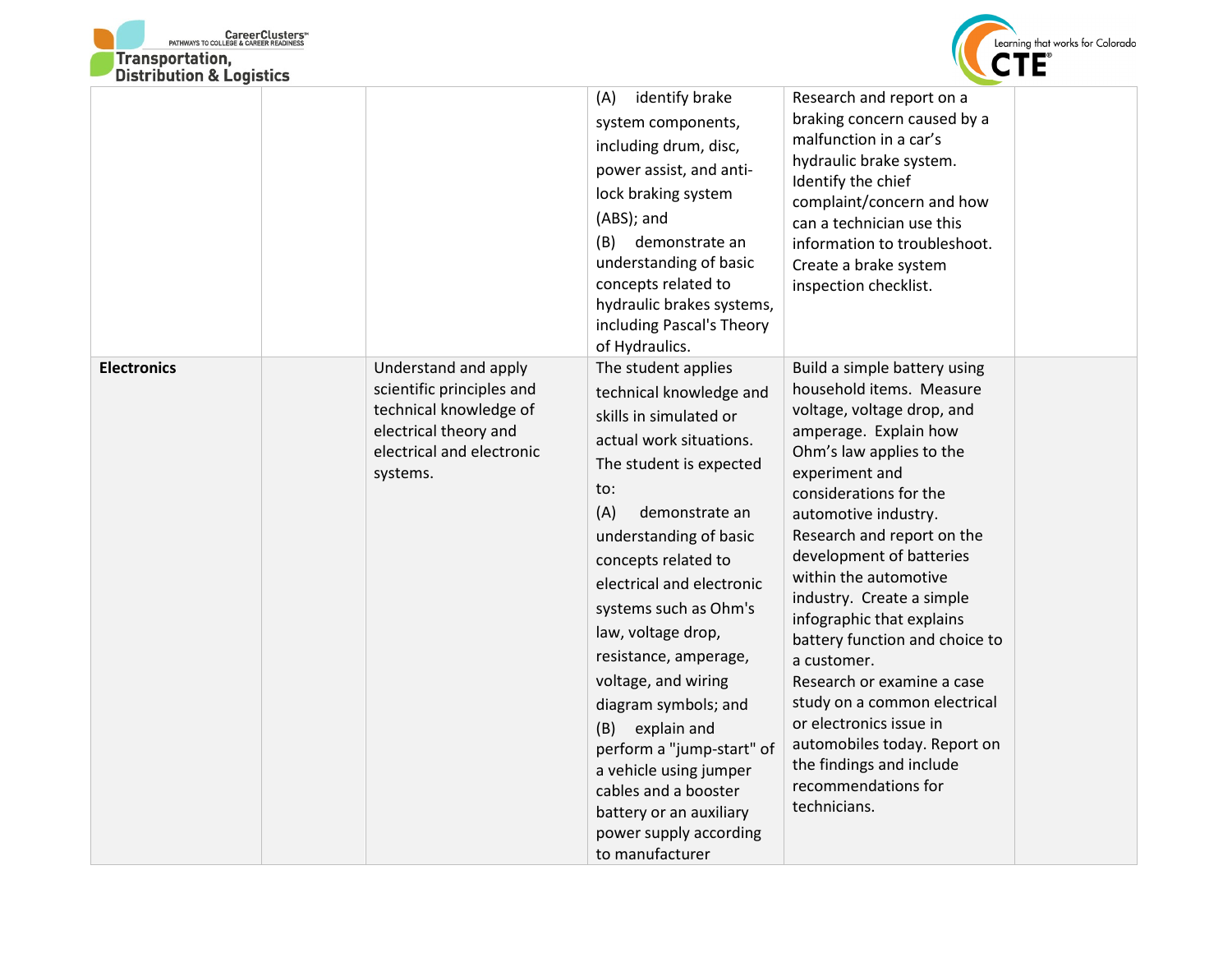| | | | | | |
|---|---|---|---|---|---|
| | | | (A) identify brake system components, including drum, disc, power assist, and anti-lock braking system (ABS); and<br>(B) demonstrate an understanding of basic concepts related to hydraulic brakes systems, including Pascal's Theory of Hydraulics. | Research and report on a braking concern caused by a malfunction in a car's hydraulic brake system. Identify the chief complaint/concern and how can a technician use this information to troubleshoot. Create a brake system inspection checklist. | |
| **Electronics** | | Understand and apply scientific principles and technical knowledge of electrical theory and electrical and electronic systems. | The student applies technical knowledge and skills in simulated or actual work situations. The student is expected to:<br>(A) demonstrate an understanding of basic concepts related to electrical and electronic systems such as Ohm's law, voltage drop, resistance, amperage, voltage, and wiring diagram symbols; and<br>(B) explain and perform a "jump-start" of a vehicle using jumper cables and a booster battery or an auxiliary power supply according to manufacturer | Build a simple battery using household items. Measure voltage, voltage drop, and amperage. Explain how Ohm's law applies to the experiment and considerations for the automotive industry.<br>Research and report on the development of batteries within the automotive industry. Create a simple infographic that explains battery function and choice to a customer.<br>Research or examine a case study on a common electrical or electronics issue in automobiles today. Report on the findings and include recommendations for technicians. | |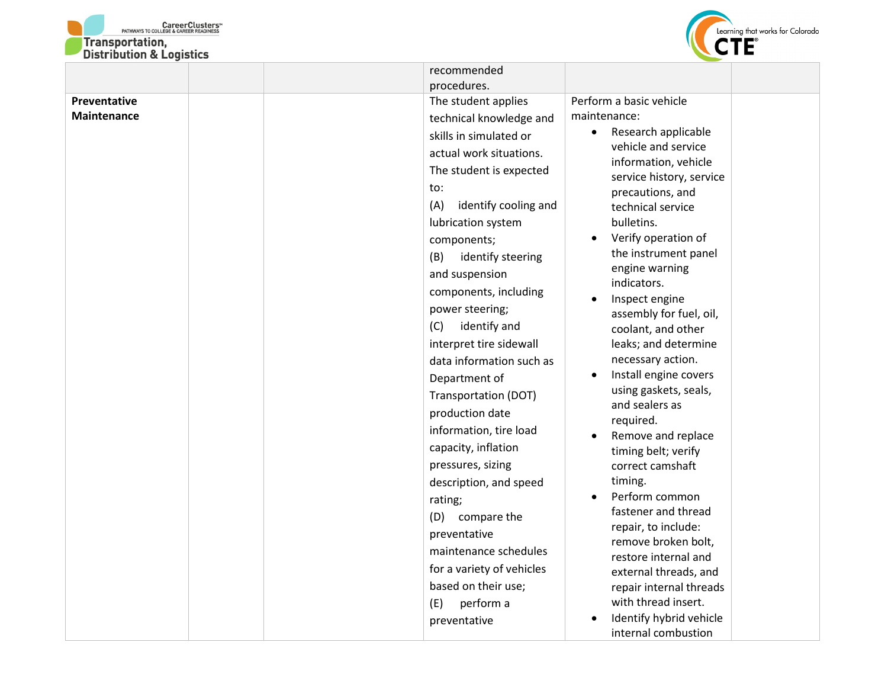| | | | | | |
|---|---|---|---|---|---|
| | | | recommended procedures. | | |
| **Preventative Maintenance** | | | The student applies technical knowledge and skills in simulated or actual work situations. The student is expected to:<br>(A) identify cooling and lubrication system components;<br>(B) identify steering and suspension components, including power steering;<br>(C) identify and interpret tire sidewall data information such as Department of Transportation (DOT) production date information, tire load capacity, inflation pressures, sizing description, and speed rating;<br>(D) compare the preventative maintenance schedules for a variety of vehicles based on their use;<br>(E) perform a preventative | Perform a basic vehicle maintenance:<br>• Research applicable vehicle and service information, vehicle service history, service precautions, and technical service bulletins.<br>• Verify operation of the instrument panel engine warning indicators.<br>• Inspect engine assembly for fuel, oil, coolant, and other leaks; and determine necessary action.<br>• Install engine covers using gaskets, seals, and sealers as required.<br>• Remove and replace timing belt; verify correct camshaft timing.<br>• Perform common fastener and thread repair, to include: remove broken bolt, restore internal and external threads, and repair internal threads with thread insert.<br>• Identify hybrid vehicle internal combustion | |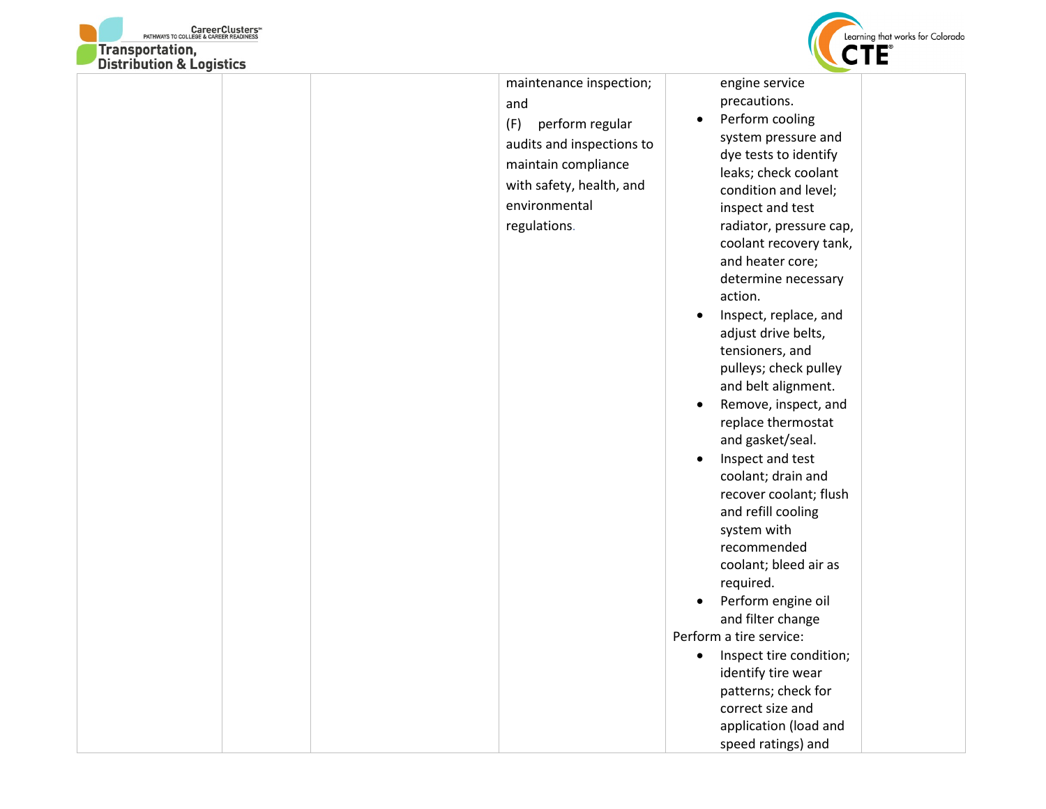| | | | | | |
|---|---|---|---|---|---|
| | | | maintenance inspection; and<br>(F) perform regular audits and inspections to maintain compliance with safety, health, and environmental regulations. | engine service precautions.<br>• Perform cooling system pressure and dye tests to identify leaks; check coolant condition and level; inspect and test radiator, pressure cap, coolant recovery tank, and heater core; determine necessary action.<br>• Inspect, replace, and adjust drive belts, tensioners, and pulleys; check pulley and belt alignment.<br>• Remove, inspect, and replace thermostat and gasket/seal.<br>• Inspect and test coolant; drain and recover coolant; flush and refill cooling system with recommended coolant; bleed air as required.<br>• Perform engine oil and filter change<br>Perform a tire service:<br>• Inspect tire condition; identify tire wear patterns; check for correct size and application (load and speed ratings) and | |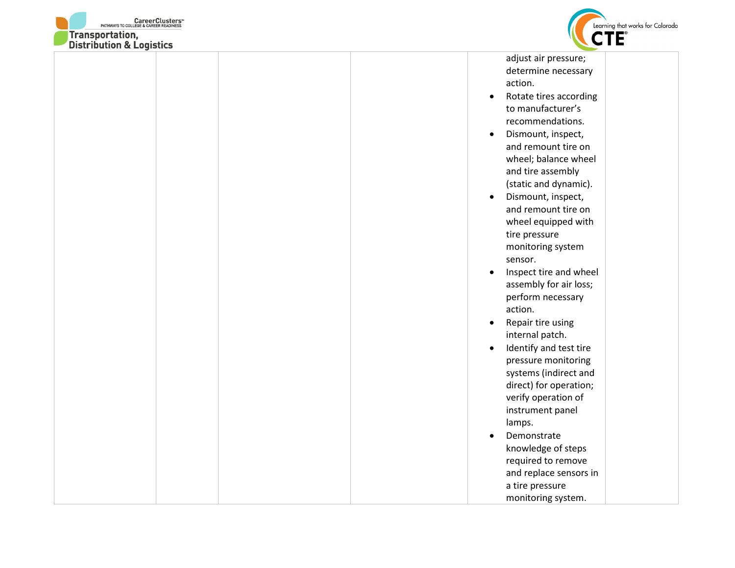| | | | | | |
|---|---|---|---|---|---|
| | | | | adjust air pressure; determine necessary action.<br>• Rotate tires according to manufacturer's recommendations.<br>• Dismount, inspect, and remount tire on wheel; balance wheel and tire assembly (static and dynamic).<br>• Dismount, inspect, and remount tire on wheel equipped with tire pressure monitoring system sensor.<br>• Inspect tire and wheel assembly for air loss; perform necessary action.<br>• Repair tire using internal patch.<br>• Identify and test tire pressure monitoring systems (indirect and direct) for operation; verify operation of instrument panel lamps.<br>• Demonstrate knowledge of steps required to remove and replace sensors in a tire pressure monitoring system. | |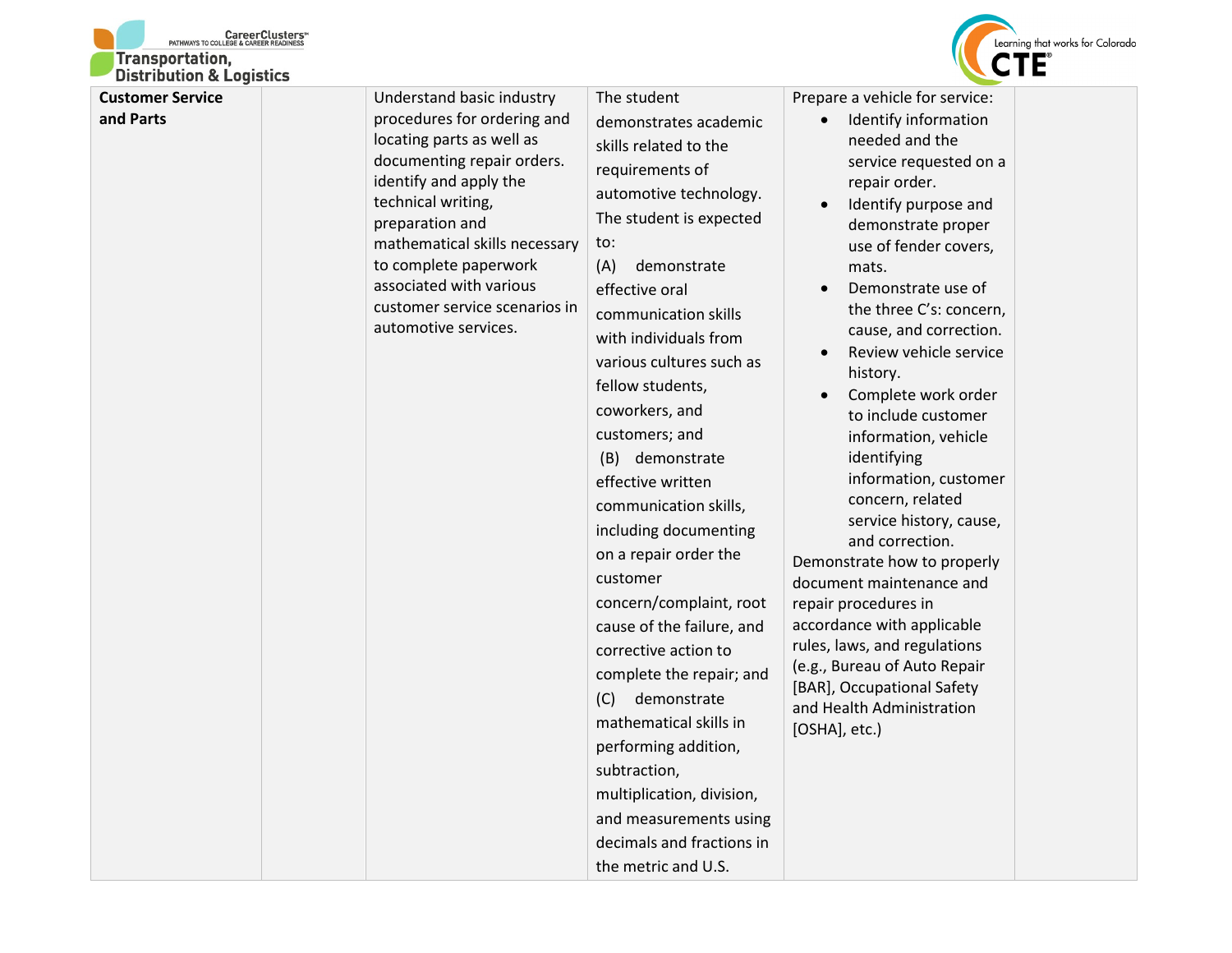| Customer Service and Parts | | Understand basic industry procedures for ordering and locating parts as well as documenting repair orders. identify and apply the technical writing, preparation and mathematical skills necessary to complete paperwork associated with various customer service scenarios in automotive services. | The student demonstrates academic skills related to the requirements of automotive technology. The student is expected to: (A) demonstrate effective oral communication skills with individuals from various cultures such as fellow students, coworkers, and customers; and (B) demonstrate effective written communication skills, including documenting on a repair order the customer concern/complaint, root cause of the failure, and corrective action to complete the repair; and (C) demonstrate mathematical skills in performing addition, subtraction, multiplication, division, and measurements using decimals and fractions in the metric and U.S. | Prepare a vehicle for service: <br>• Identify information needed and the service requested on a repair order. <br>• Identify purpose and demonstrate proper use of fender covers, mats. <br>• Demonstrate use of the three C's: concern, cause, and correction. <br>• Review vehicle service history. <br>• Complete work order to include customer information, vehicle identifying information, customer concern, related service history, cause, and correction. <br>Demonstrate how to properly document maintenance and repair procedures in accordance with applicable rules, laws, and regulations (e.g., Bureau of Auto Repair [BAR], Occupational Safety and Health Administration [OSHA], etc.) | |
|---|---|---|---|---|---|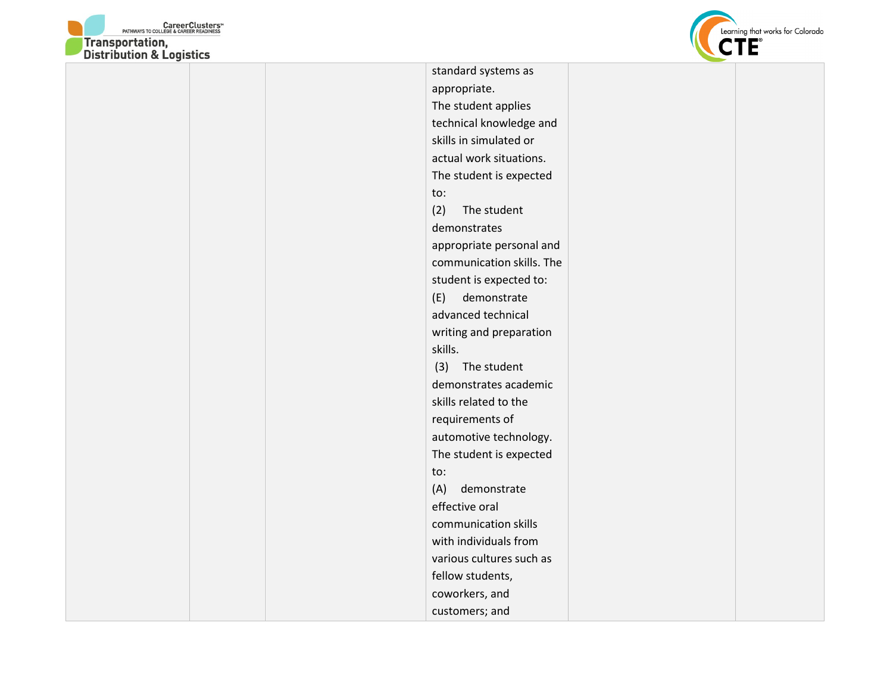| | | | | | |
|---|---|---|---|---|---|
| | | | standard systems as appropriate. The student applies technical knowledge and skills in simulated or actual work situations. The student is expected to: (2) The student demonstrates appropriate personal and communication skills. The student is expected to: (E) demonstrate advanced technical writing and preparation skills. (3) The student demonstrates academic skills related to the requirements of automotive technology. The student is expected to: (A) demonstrate effective oral communication skills with individuals from various cultures such as fellow students, coworkers, and customers; and | | |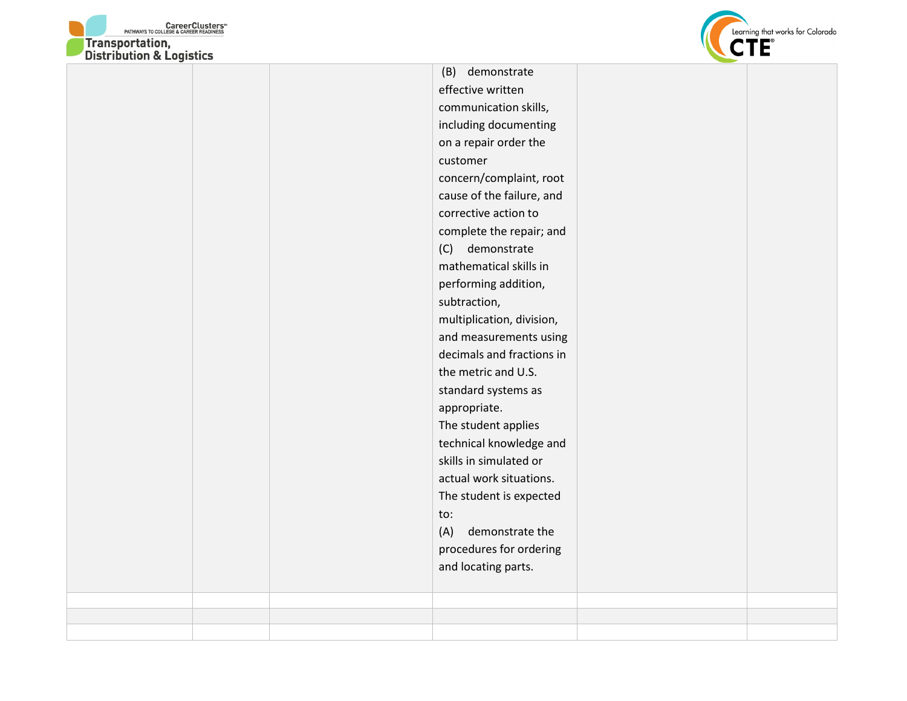| | | | | | |
|---|---|---|---|---|---|
| | | | (B) demonstrate effective written communication skills, including documenting on a repair order the customer concern/complaint, root cause of the failure, and corrective action to complete the repair; and (C) demonstrate mathematical skills in performing addition, subtraction, multiplication, division, and measurements using decimals and fractions in the metric and U.S. standard systems as appropriate. The student applies technical knowledge and skills in simulated or actual work situations. The student is expected to: (A) demonstrate the procedures for ordering and locating parts. | | |
| | | | | | |
| | | | | | |
| | | | | | |